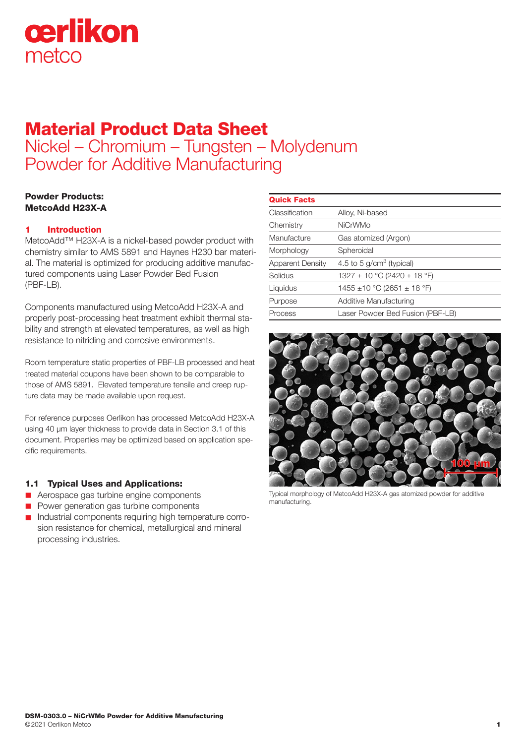# Material Product Data Sheet

## Nickel – Chromium – Tungsten – Molydenum Powder for Additive Manufacturing

**Powder Products:**
**MetcoAdd H23X-A**

| Quick Facts | |
|---|---|
| Classification | Alloy, Ni-based |
| Chemistry | NiCrWMo |
| Manufacture | Gas atomized (Argon) |
| Morphology | Spheroidal |
| Apparent Density | 4.5 to 5 g/cm$^3$ (typical) |
| Solidus | 1327 ± 10 °C (2420 ± 18 °F) |
| Liquidus | 1455 ±10 °C (2651 ± 18 °F) |
| Purpose | Additive Manufacturing |
| Process | Laser Powder Bed Fusion (PBF-LB) |

Typical morphology of MetcoAdd H23X-A gas atomized powder for additive manufacturing.

### 1 Introduction

MetcoAdd™ H23X-A is a nickel-based powder product with chemistry similar to AMS 5891 and Haynes H230 bar material. The material is optimized for producing additive manufactured components using Laser Powder Bed Fusion (PBF-LB).

Components manufactured using MetcoAdd H23X-A and properly post-processing heat treatment exhibit thermal stability and strength at elevated temperatures, as well as high resistance to nitriding and corrosive environments.

Room temperature static properties of PBF-LB processed and heat treated material coupons have been shown to be comparable to those of AMS 5891. Elevated temperature tensile and creep rupture data may be made available upon request.

For reference purposes Oerlikon has processed MetcoAdd H23X-A using 40 µm layer thickness to provide data in Section 3.1 of this document. Properties may be optimized based on application specific requirements.

### 1.1 Typical Uses and Applications:

- Aerospace gas turbine engine components
- Power generation gas turbine components
- Industrial components requiring high temperature corrosion resistance for chemical, metallurgical and mineral processing industries.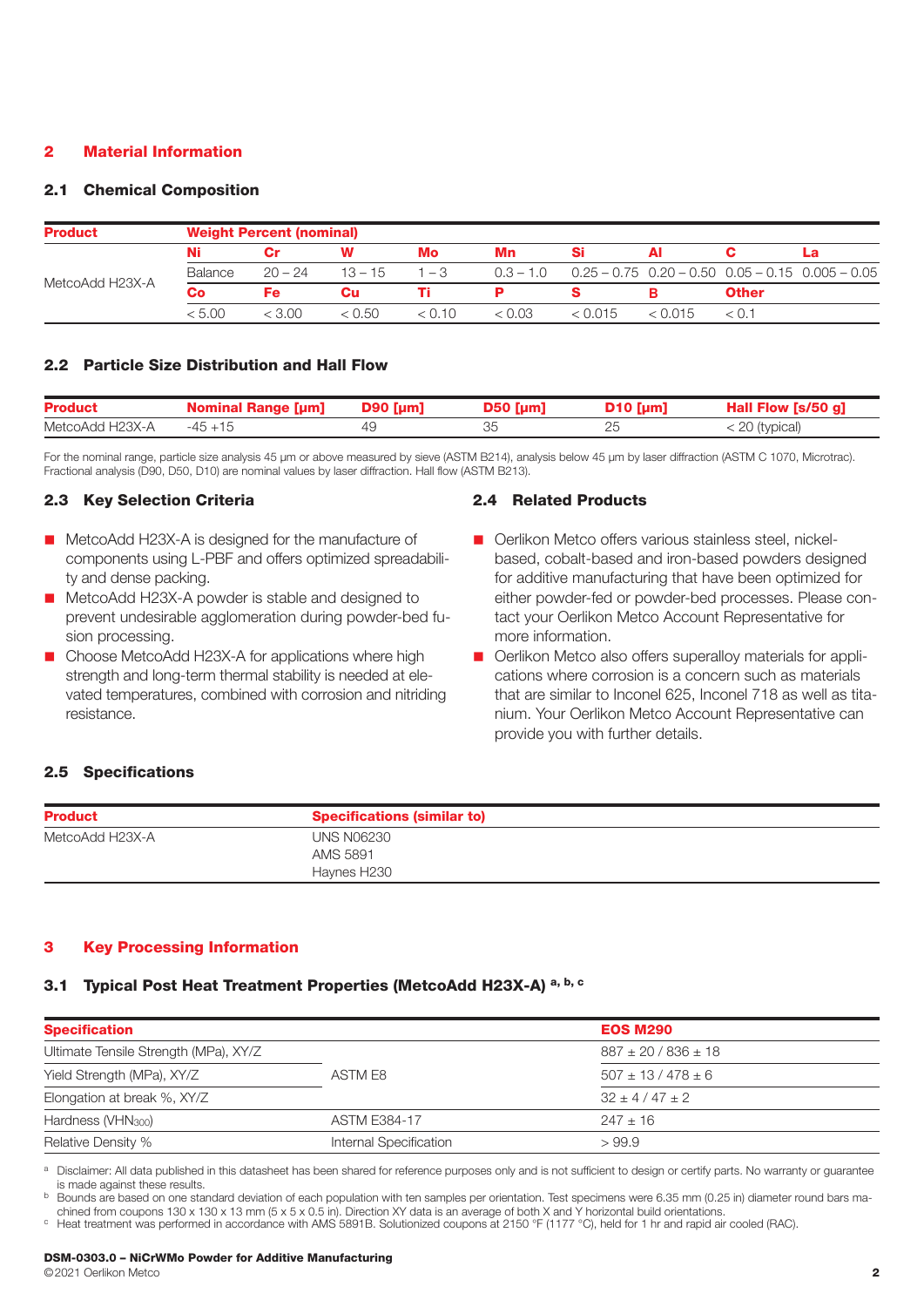## 2 Material Information

### 2.1 Chemical Composition

| Product | Weight Percent (nominal) | | | | | | | | |
|---|---|---|---|---|---|---|---|---|---|
| | **Ni** | **Cr** | **W** | **Mo** | **Mn** | **Si** | **Al** | **C** | **La** |
| MetcoAdd H23X-A | Balance | 20 – 24 | 13 – 15 | 1 – 3 | 0.3 – 1.0 | 0.25 – 0.75 | 0.20 – 0.50 | 0.05 – 0.15 | 0.005 – 0.05 |
| | **Co** | **Fe** | **Cu** | **Ti** | **P** | **S** | **B** | **Other** | |
| | < 5.00 | < 3.00 | < 0.50 | < 0.10 | < 0.03 | < 0.015 | < 0.015 | < 0.1 | |

### 2.2 Particle Size Distribution and Hall Flow

| Product | Nominal Range [µm] | D90 [µm] | D50 [µm] | D10 [µm] | Hall Flow [s/50 g] |
|---|---|---|---|---|---|
| MetcoAdd H23X-A | -45 +15 | 49 | 35 | 25 | < 20 (typical) |

For the nominal range, particle size analysis 45 µm or above measured by sieve (ASTM B214), analysis below 45 µm by laser diffraction (ASTM C 1070, Microtrac). Fractional analysis (D90, D50, D10) are nominal values by laser diffraction. Hall flow (ASTM B213).

### 2.3 Key Selection Criteria

- MetcoAdd H23X-A is designed for the manufacture of components using L-PBF and offers optimized spreadability and dense packing.
- MetcoAdd H23X-A powder is stable and designed to prevent undesirable agglomeration during powder-bed fusion processing.
- Choose MetcoAdd H23X-A for applications where high strength and long-term thermal stability is needed at elevated temperatures, combined with corrosion and nitriding resistance.

### 2.4 Related Products

- Oerlikon Metco offers various stainless steel, nickel-based, cobalt-based and iron-based powders designed for additive manufacturing that have been optimized for either powder-fed or powder-bed processes. Please contact your Oerlikon Metco Account Representative for more information.
- Oerlikon Metco also offers superalloy materials for applications where corrosion is a concern such as materials that are similar to Inconel 625, Inconel 718 as well as titanium. Your Oerlikon Metco Account Representative can provide you with further details.

### 2.5 Specifications

| Product | Specifications (similar to) |
|---|---|
| MetcoAdd H23X-A | UNS N06230<br>AMS 5891<br>Haynes H230 |

## 3 Key Processing Information

### 3.1 Typical Post Heat Treatment Properties (MetcoAdd H23X-A) [a, b, c]

| Specification | | EOS M290 |
|---|---|---|
| Ultimate Tensile Strength (MPa), XY/Z | ASTM E8 | 887 ± 20 / 836 ± 18 |
| Yield Strength (MPa), XY/Z | ASTM E8 | 507 ± 13 / 478 ± 6 |
| Elongation at break %, XY/Z | ASTM E8 | 32 ± 4 / 47 ± 2 |
| Hardness ($VHN_{300}$) | ASTM E384-17 | 247 ± 16 |
| Relative Density % | Internal Specification | > 99.9 |

[a] Disclaimer: All data published in this datasheet has been shared for reference purposes only and is not sufficient to design or certify parts. No warranty or guarantee is made against these results.

[b] Bounds are based on one standard deviation of each population with ten samples per orientation. Test specimens were 6.35 mm (0.25 in) diameter round bars machined from coupons 130 x 130 x 13 mm (5 x 5 x 0.5 in). Direction XY data is an average of both X and Y horizontal build orientations.

[c] Heat treatment was performed in accordance with AMS 5891B. Solutionized coupons at 2150 °F (1177 °C), held for 1 hr and rapid air cooled (RAC).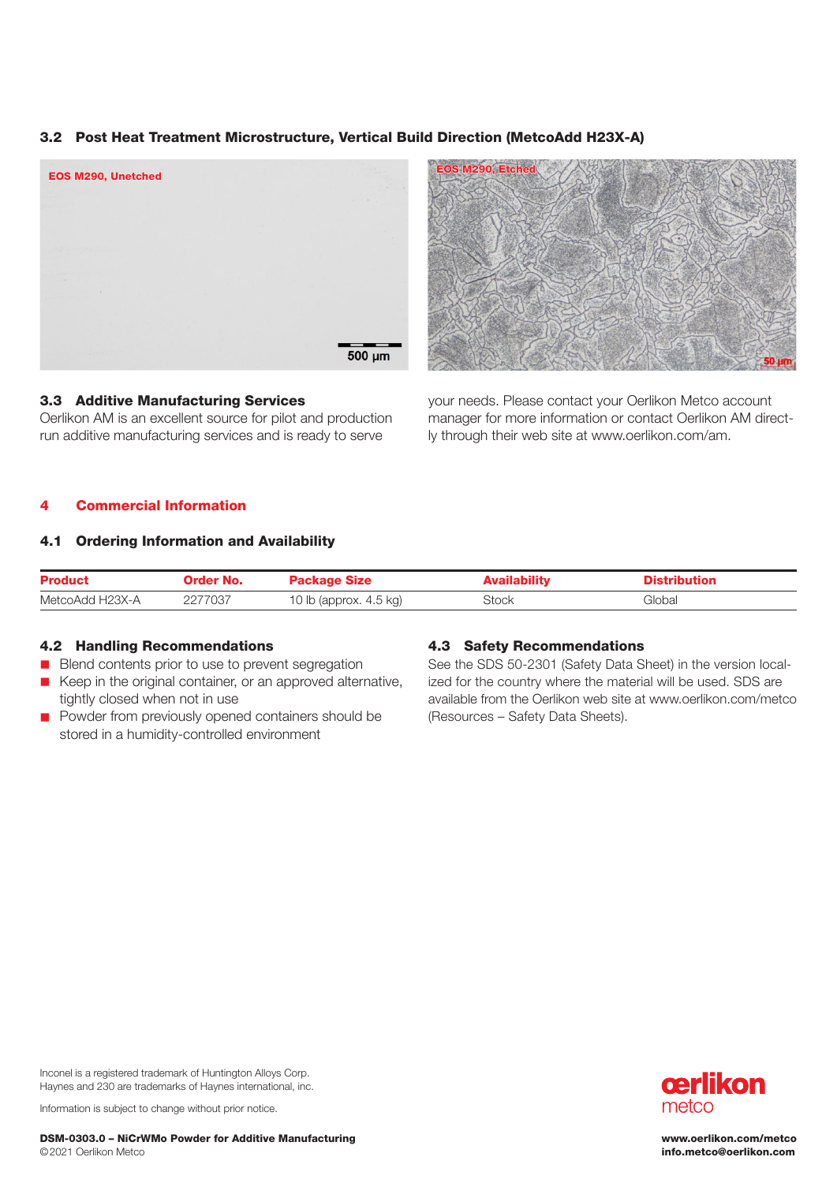### 3.2 Post Heat Treatment Microstructure, Vertical Build Direction (MetcoAdd H23X-A)

EOS M290, Unetched

500 µm

EOS M290, Etched

50 µm

### 3.3 Additive Manufacturing Services

Oerlikon AM is an excellent source for pilot and production run additive manufacturing services and is ready to serve your needs. Please contact your Oerlikon Metco account manager for more information or contact Oerlikon AM directly through their web site at www.oerlikon.com/am.

## 4 Commercial Information

### 4.1 Ordering Information and Availability

| Product | Order No. | Package Size | Availability | Distribution |
| --- | --- | --- | --- | --- |
| MetcoAdd H23X-A | 2277037 | 10 lb (approx. 4.5 kg) | Stock | Global |

### 4.2 Handling Recommendations

- Blend contents prior to use to prevent segregation
- Keep in the original container, or an approved alternative, tightly closed when not in use
- Powder from previously opened containers should be stored in a humidity-controlled environment

### 4.3 Safety Recommendations

See the SDS 50-2301 (Safety Data Sheet) in the version localized for the country where the material will be used. SDS are available from the Oerlikon web site at www.oerlikon.com/metco (Resources – Safety Data Sheets).

Inconel is a registered trademark of Huntington Alloys Corp.
Haynes and 230 are trademarks of Haynes international, inc.

Information is subject to change without prior notice.

**DSM-0303.0 – NiCrWMo Powder for Additive Manufacturing**
©2021 Oerlikon Metco

oerlikon metco

**www.oerlikon.com/metco**
**info.metco@oerlikon.com**